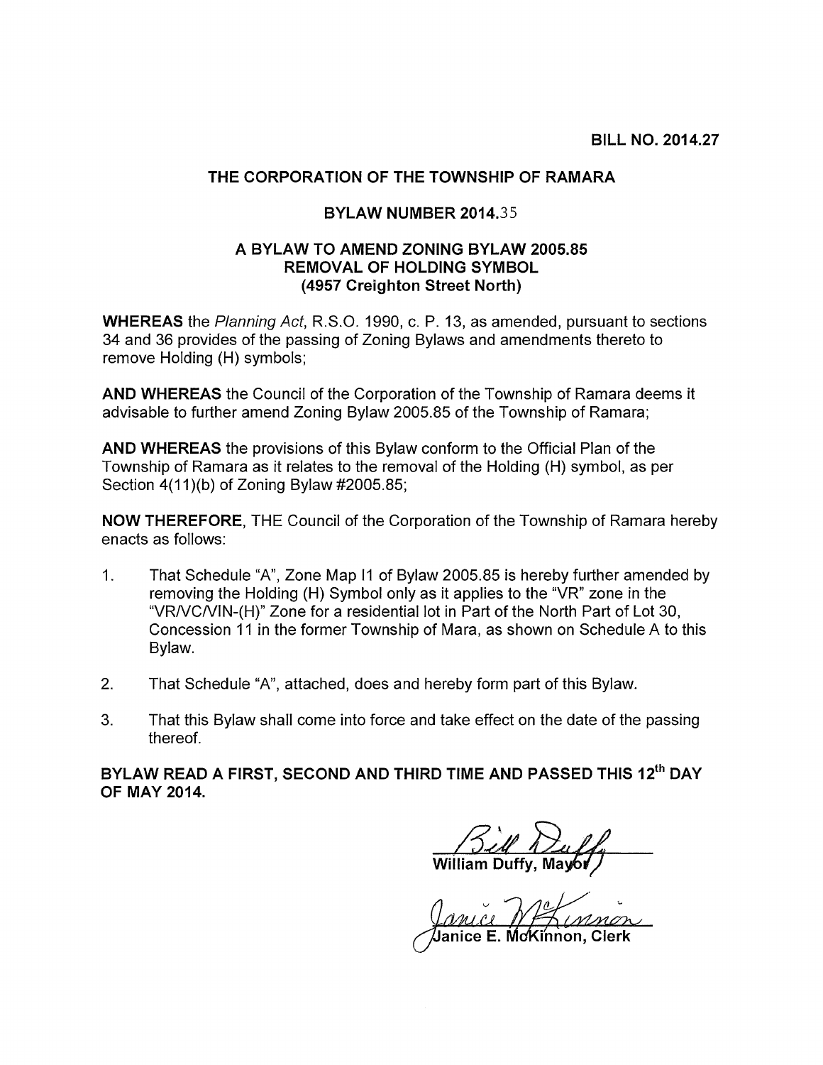**BILL NO. 2014.27**

# THE CORPORATION OF THE TOWNSHIP OF RAMARA

## BYLAW NUMBER 2014.35

### A BYLAW TO AMEND ZONING BYLAW 2005.85
### REMOVAL OF HOLDING SYMBOL
### (4957 Creighton Street North)

**WHEREAS** the *Planning Act*, R.S.O. 1990, c. P. 13, as amended, pursuant to sections 34 and 36 provides of the passing of Zoning Bylaws and amendments thereto to remove Holding (H) symbols;

**AND WHEREAS** the Council of the Corporation of the Township of Ramara deems it advisable to further amend Zoning Bylaw 2005.85 of the Township of Ramara;

**AND WHEREAS** the provisions of this Bylaw conform to the Official Plan of the Township of Ramara as it relates to the removal of the Holding (H) symbol, as per Section 4(11)(b) of Zoning Bylaw #2005.85;

**NOW THEREFORE**, THE Council of the Corporation of the Township of Ramara hereby enacts as follows:

1. That Schedule "A", Zone Map I1 of Bylaw 2005.85 is hereby further amended by removing the Holding (H) Symbol only as it applies to the "VR" zone in the "VR/VC/VIN-(H)" Zone for a residential lot in Part of the North Part of Lot 30, Concession 11 in the former Township of Mara, as shown on Schedule A to this Bylaw.

2. That Schedule "A", attached, does and hereby form part of this Bylaw.

3. That this Bylaw shall come into force and take effect on the date of the passing thereof.

**BYLAW READ A FIRST, SECOND AND THIRD TIME AND PASSED THIS 12th DAY OF MAY 2014.**

William Duffy, Mayor

Janice E. McKinnon, Clerk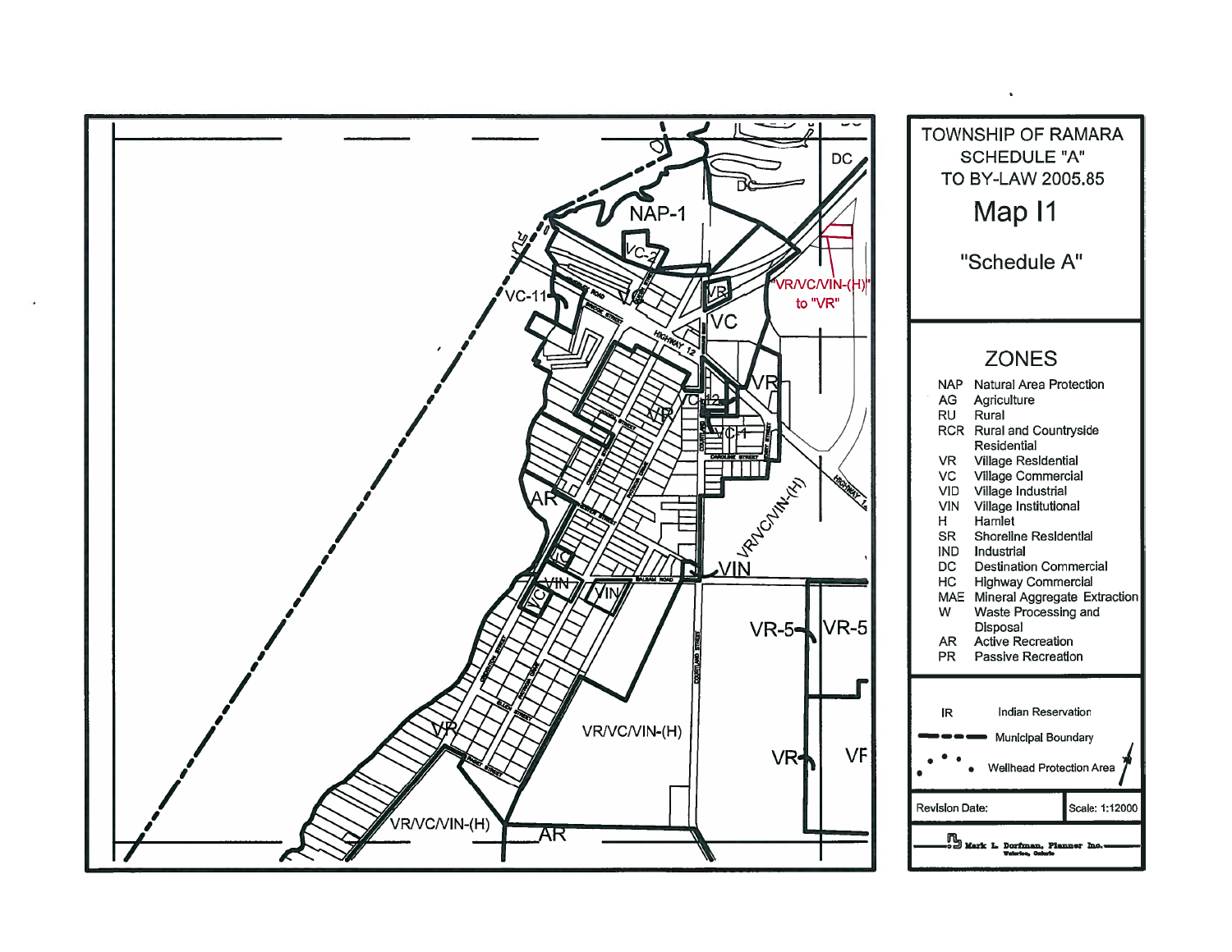TOWNSHIP OF RAMARA
SCHEDULE "A"
TO BY-LAW 2005.85

# Map I1

"Schedule A"

"VR/VC/VIN-(H)" to "VR"

NAP-1
DC
VC-2
VC-11
VR
VC
VC-12
VC-1
AR
VIN
VC
VR/VC/VIN-(H)
VR-5
VR
VR/VC/VIN-(H)
AR
HIGHWAY 12

## ZONES

| | |
|---|---|
| NAP | Natural Area Protection |
| AG | Agriculture |
| RU | Rural |
| RCR | Rural and Countryside Residential |
| VR | Village Residential |
| VC | Village Commercial |
| VID | Village Industrial |
| VIN | Village Institutional |
| H | Hamlet |
| SR | Shoreline Residential |
| IND | Industrial |
| DC | Destination Commercial |
| HC | Highway Commercial |
| MAE | Mineral Aggregate Extraction |
| W | Waste Processing and Disposal |
| AR | Active Recreation |
| PR | Passive Recreation |

IR Indian Reservation

Municipal Boundary

Wellhead Protection Area

Revision Date:

Scale: 1:12000

Mark L. Dorfman, Planner Inc.
Waterloo, Ontario